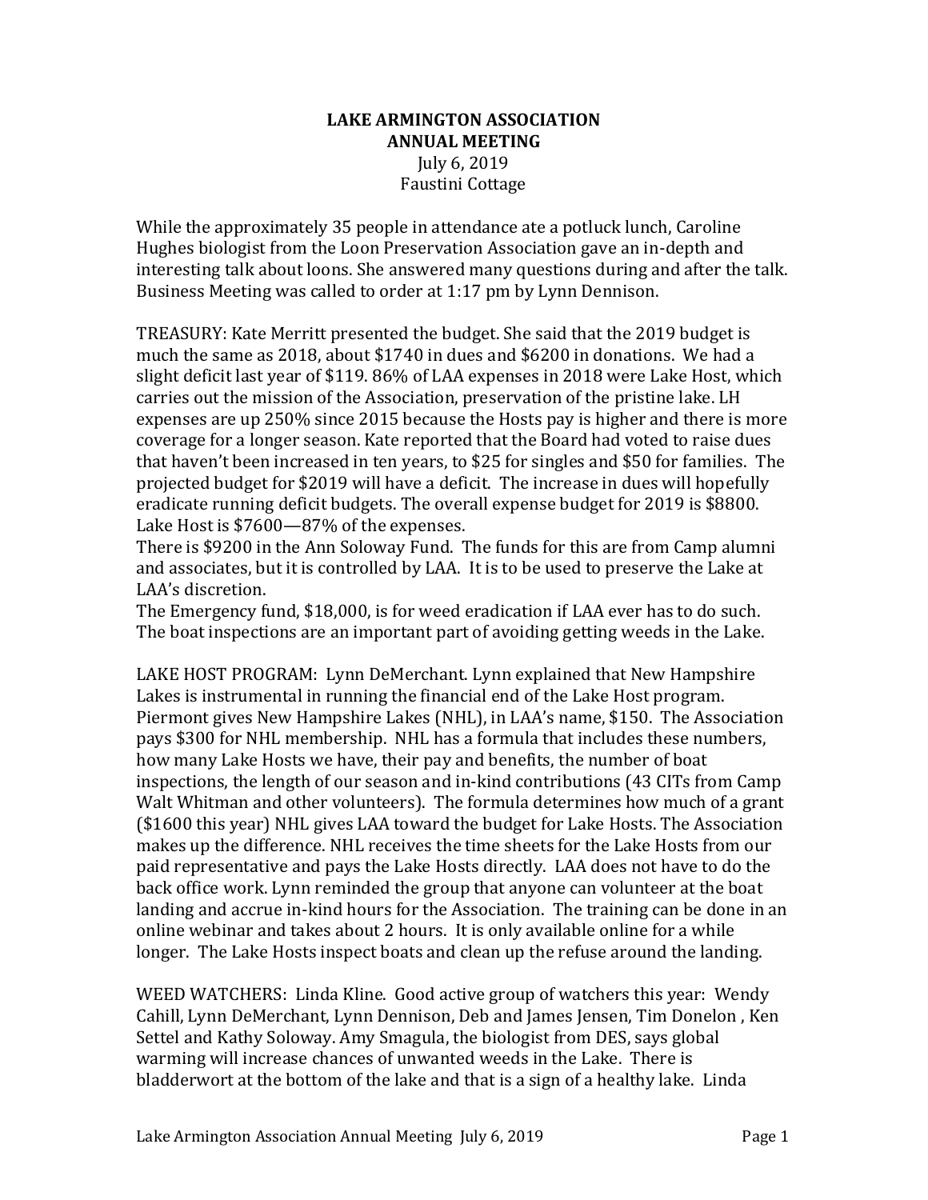**LAKE ARMINGTON ASSOCIATION**
**ANNUAL MEETING**
July 6, 2019
Faustini Cottage

While the approximately 35 people in attendance ate a potluck lunch, Caroline Hughes biologist from the Loon Preservation Association gave an in-depth and interesting talk about loons. She answered many questions during and after the talk. Business Meeting was called to order at 1:17 pm by Lynn Dennison.

TREASURY: Kate Merritt presented the budget. She said that the 2019 budget is much the same as 2018, about $1740 in dues and $6200 in donations. We had a slight deficit last year of $119. 86% of LAA expenses in 2018 were Lake Host, which carries out the mission of the Association, preservation of the pristine lake. LH expenses are up 250% since 2015 because the Hosts pay is higher and there is more coverage for a longer season. Kate reported that the Board had voted to raise dues that haven't been increased in ten years, to $25 for singles and $50 for families. The projected budget for $2019 will have a deficit. The increase in dues will hopefully eradicate running deficit budgets. The overall expense budget for 2019 is $8800. Lake Host is $7600—87% of the expenses.
There is $9200 in the Ann Soloway Fund. The funds for this are from Camp alumni and associates, but it is controlled by LAA. It is to be used to preserve the Lake at LAA's discretion.
The Emergency fund, $18,000, is for weed eradication if LAA ever has to do such. The boat inspections are an important part of avoiding getting weeds in the Lake.

LAKE HOST PROGRAM: Lynn DeMerchant. Lynn explained that New Hampshire Lakes is instrumental in running the financial end of the Lake Host program. Piermont gives New Hampshire Lakes (NHL), in LAA's name, $150. The Association pays $300 for NHL membership. NHL has a formula that includes these numbers, how many Lake Hosts we have, their pay and benefits, the number of boat inspections, the length of our season and in-kind contributions (43 CITs from Camp Walt Whitman and other volunteers). The formula determines how much of a grant ($1600 this year) NHL gives LAA toward the budget for Lake Hosts. The Association makes up the difference. NHL receives the time sheets for the Lake Hosts from our paid representative and pays the Lake Hosts directly. LAA does not have to do the back office work. Lynn reminded the group that anyone can volunteer at the boat landing and accrue in-kind hours for the Association. The training can be done in an online webinar and takes about 2 hours. It is only available online for a while longer. The Lake Hosts inspect boats and clean up the refuse around the landing.

WEED WATCHERS: Linda Kline. Good active group of watchers this year: Wendy Cahill, Lynn DeMerchant, Lynn Dennison, Deb and James Jensen, Tim Donelon , Ken Settel and Kathy Soloway. Amy Smagula, the biologist from DES, says global warming will increase chances of unwanted weeds in the Lake. There is bladderwort at the bottom of the lake and that is a sign of a healthy lake. Linda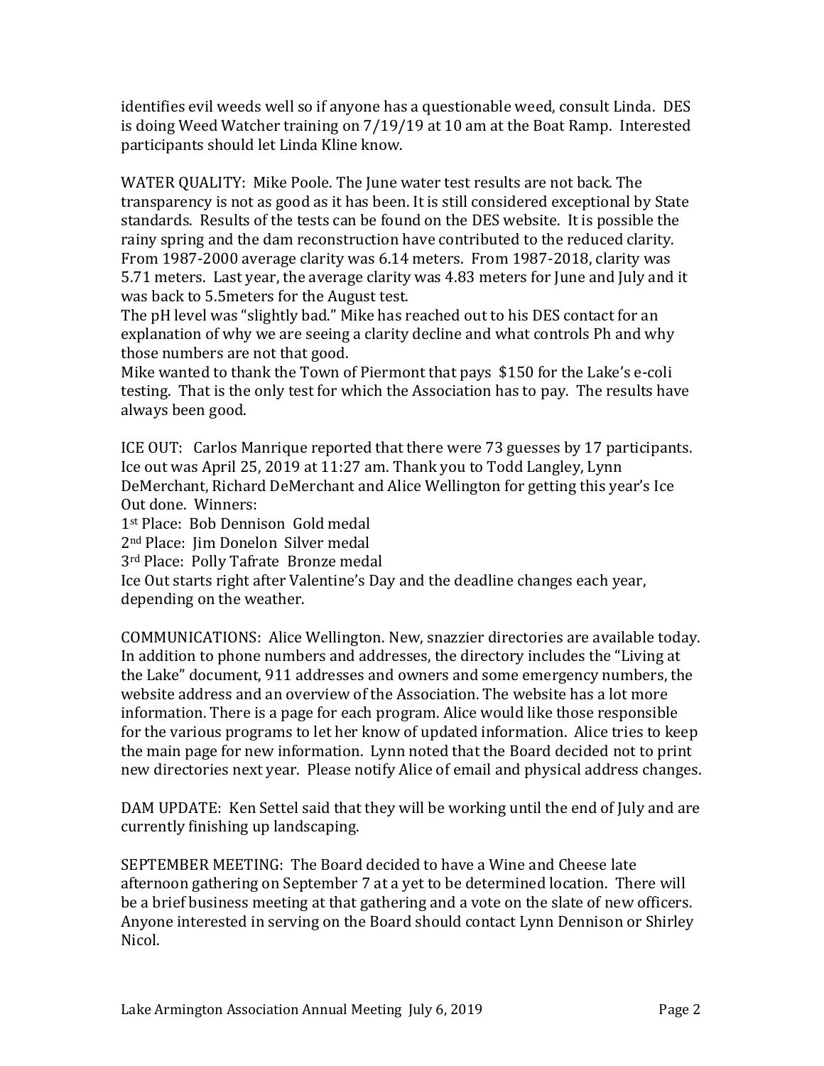identifies evil weeds well so if anyone has a questionable weed, consult Linda. DES is doing Weed Watcher training on 7/19/19 at 10 am at the Boat Ramp. Interested participants should let Linda Kline know.

WATER QUALITY: Mike Poole. The June water test results are not back. The transparency is not as good as it has been. It is still considered exceptional by State standards. Results of the tests can be found on the DES website. It is possible the rainy spring and the dam reconstruction have contributed to the reduced clarity. From 1987-2000 average clarity was 6.14 meters. From 1987-2018, clarity was 5.71 meters. Last year, the average clarity was 4.83 meters for June and July and it was back to 5.5meters for the August test.
The pH level was "slightly bad." Mike has reached out to his DES contact for an explanation of why we are seeing a clarity decline and what controls Ph and why those numbers are not that good.
Mike wanted to thank the Town of Piermont that pays $150 for the Lake's e-coli testing. That is the only test for which the Association has to pay. The results have always been good.

ICE OUT: Carlos Manrique reported that there were 73 guesses by 17 participants. Ice out was April 25, 2019 at 11:27 am. Thank you to Todd Langley, Lynn DeMerchant, Richard DeMerchant and Alice Wellington for getting this year's Ice Out done. Winners:
1st Place: Bob Dennison Gold medal
2nd Place: Jim Donelon Silver medal
3rd Place: Polly Tafrate Bronze medal
Ice Out starts right after Valentine's Day and the deadline changes each year, depending on the weather.

COMMUNICATIONS: Alice Wellington. New, snazzier directories are available today. In addition to phone numbers and addresses, the directory includes the "Living at the Lake" document, 911 addresses and owners and some emergency numbers, the website address and an overview of the Association. The website has a lot more information. There is a page for each program. Alice would like those responsible for the various programs to let her know of updated information. Alice tries to keep the main page for new information. Lynn noted that the Board decided not to print new directories next year. Please notify Alice of email and physical address changes.

DAM UPDATE: Ken Settel said that they will be working until the end of July and are currently finishing up landscaping.

SEPTEMBER MEETING: The Board decided to have a Wine and Cheese late afternoon gathering on September 7 at a yet to be determined location. There will be a brief business meeting at that gathering and a vote on the slate of new officers. Anyone interested in serving on the Board should contact Lynn Dennison or Shirley Nicol.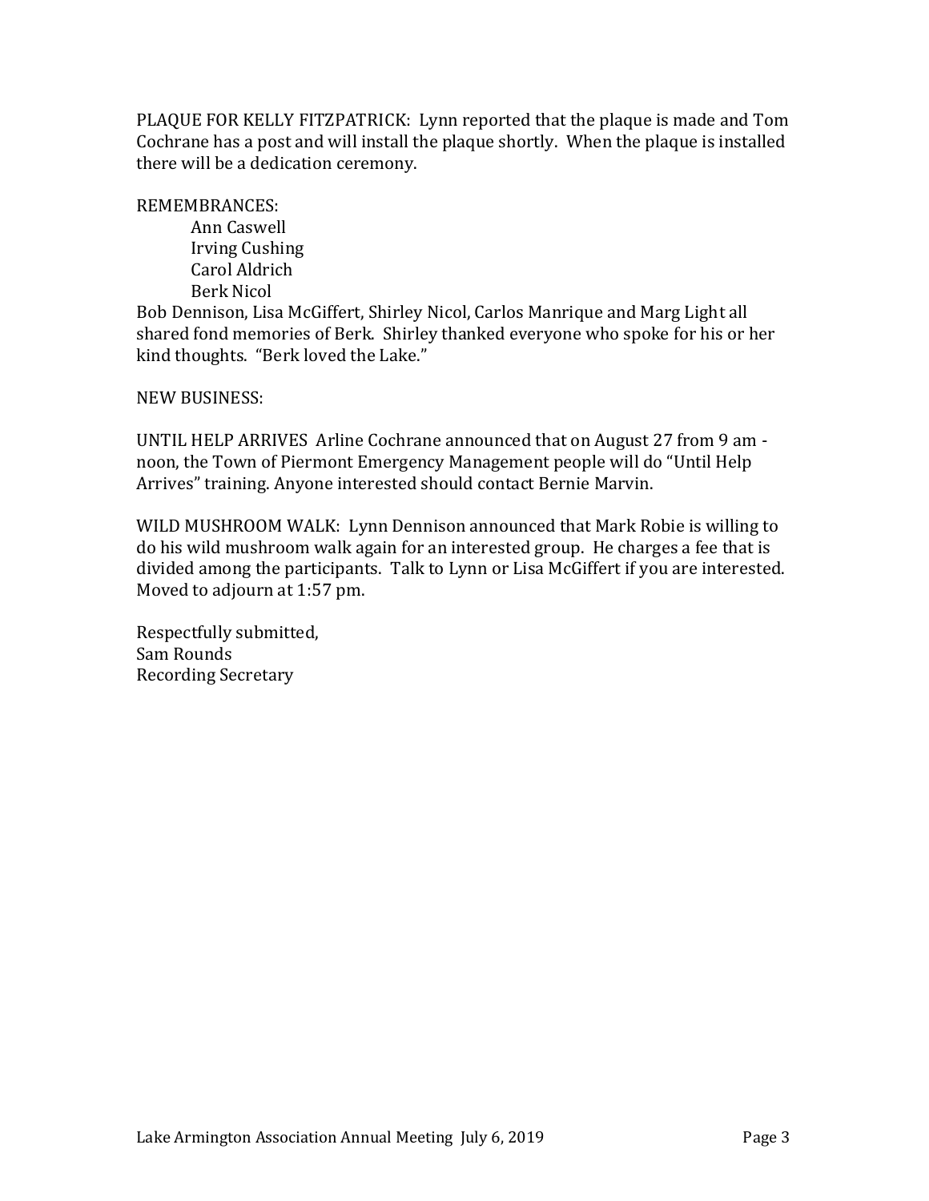PLAQUE FOR KELLY FITZPATRICK: Lynn reported that the plaque is made and Tom Cochrane has a post and will install the plaque shortly. When the plaque is installed there will be a dedication ceremony.

REMEMBRANCES:

- Ann Caswell
- Irving Cushing
- Carol Aldrich
- Berk Nicol

Bob Dennison, Lisa McGiffert, Shirley Nicol, Carlos Manrique and Marg Light all shared fond memories of Berk. Shirley thanked everyone who spoke for his or her kind thoughts. "Berk loved the Lake."

NEW BUSINESS:

UNTIL HELP ARRIVES Arline Cochrane announced that on August 27 from 9 am - noon, the Town of Piermont Emergency Management people will do "Until Help Arrives" training. Anyone interested should contact Bernie Marvin.

WILD MUSHROOM WALK: Lynn Dennison announced that Mark Robie is willing to do his wild mushroom walk again for an interested group. He charges a fee that is divided among the participants. Talk to Lynn or Lisa McGiffert if you are interested. Moved to adjourn at 1:57 pm.

Respectfully submitted,  
Sam Rounds  
Recording Secretary